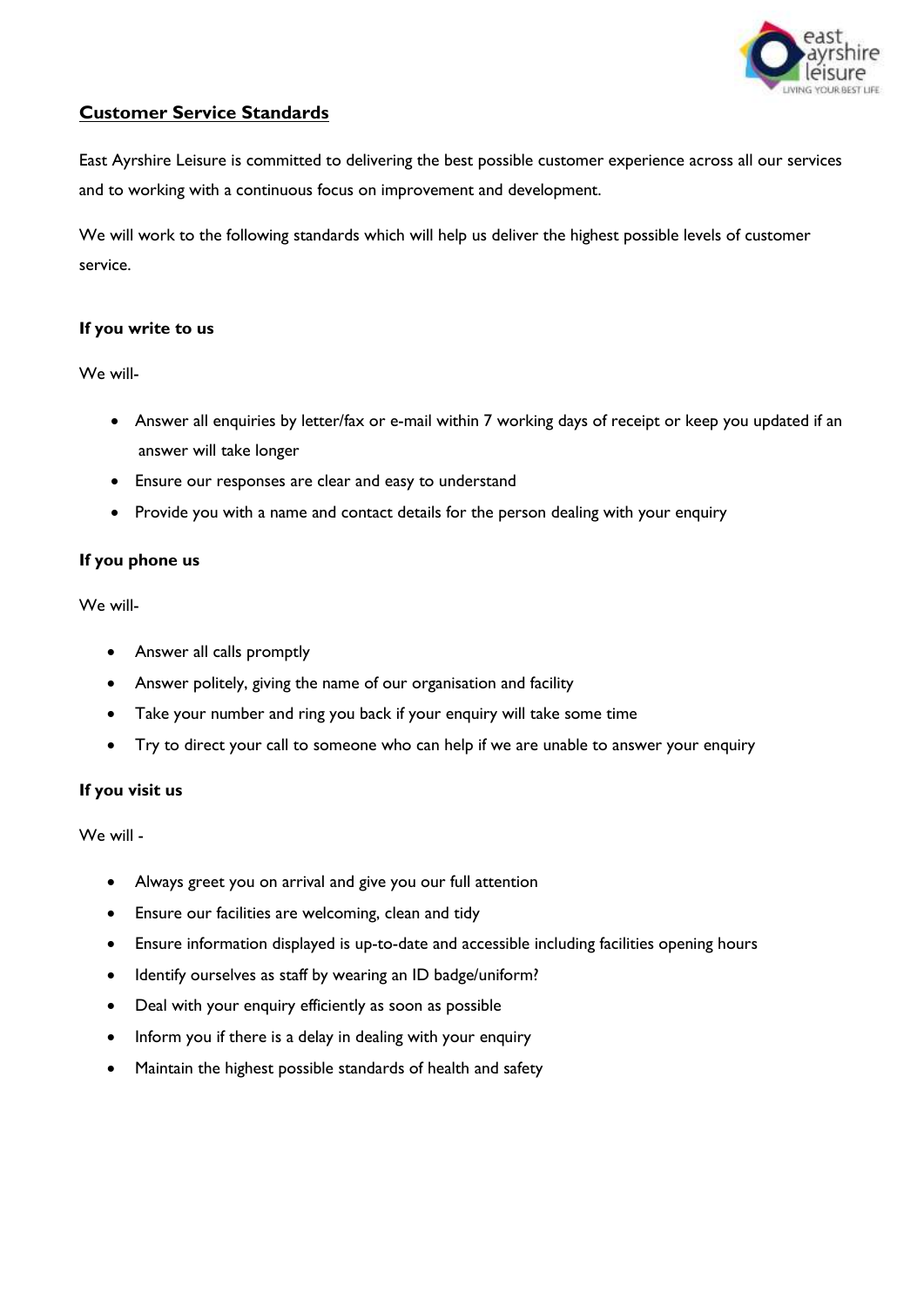## Customer Service Standards

East Ayrshire Leisure is committed to delivering the best possible customer experience across all our services and to working with a continuous focus on improvement and development.

We will work to the following standards which will help us deliver the highest possible levels of customer service.

### If you write to us

We will-

- Answer all enquiries by letter/fax or e-mail within 7 working days of receipt or keep you updated if an answer will take longer
- Ensure our responses are clear and easy to understand
- Provide you with a name and contact details for the person dealing with your enquiry

### If you phone us

We will-

- Answer all calls promptly
- Answer politely, giving the name of our organisation and facility
- Take your number and ring you back if your enquiry will take some time
- Try to direct your call to someone who can help if we are unable to answer your enquiry

### If you visit us

We will -

- Always greet you on arrival and give you our full attention
- Ensure our facilities are welcoming, clean and tidy
- Ensure information displayed is up-to-date and accessible including facilities opening hours
- Identify ourselves as staff by wearing an ID badge/uniform?
- Deal with your enquiry efficiently as soon as possible
- Inform you if there is a delay in dealing with your enquiry
- Maintain the highest possible standards of health and safety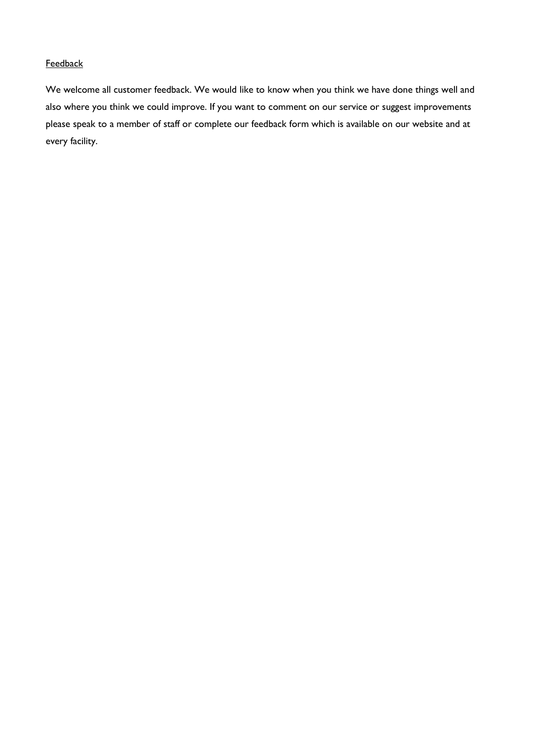<u>Feedback</u>

We welcome all customer feedback. We would like to know when you think we have done things well and also where you think we could improve. If you want to comment on our service or suggest improvements please speak to a member of staff or complete our feedback form which is available on our website and at every facility.